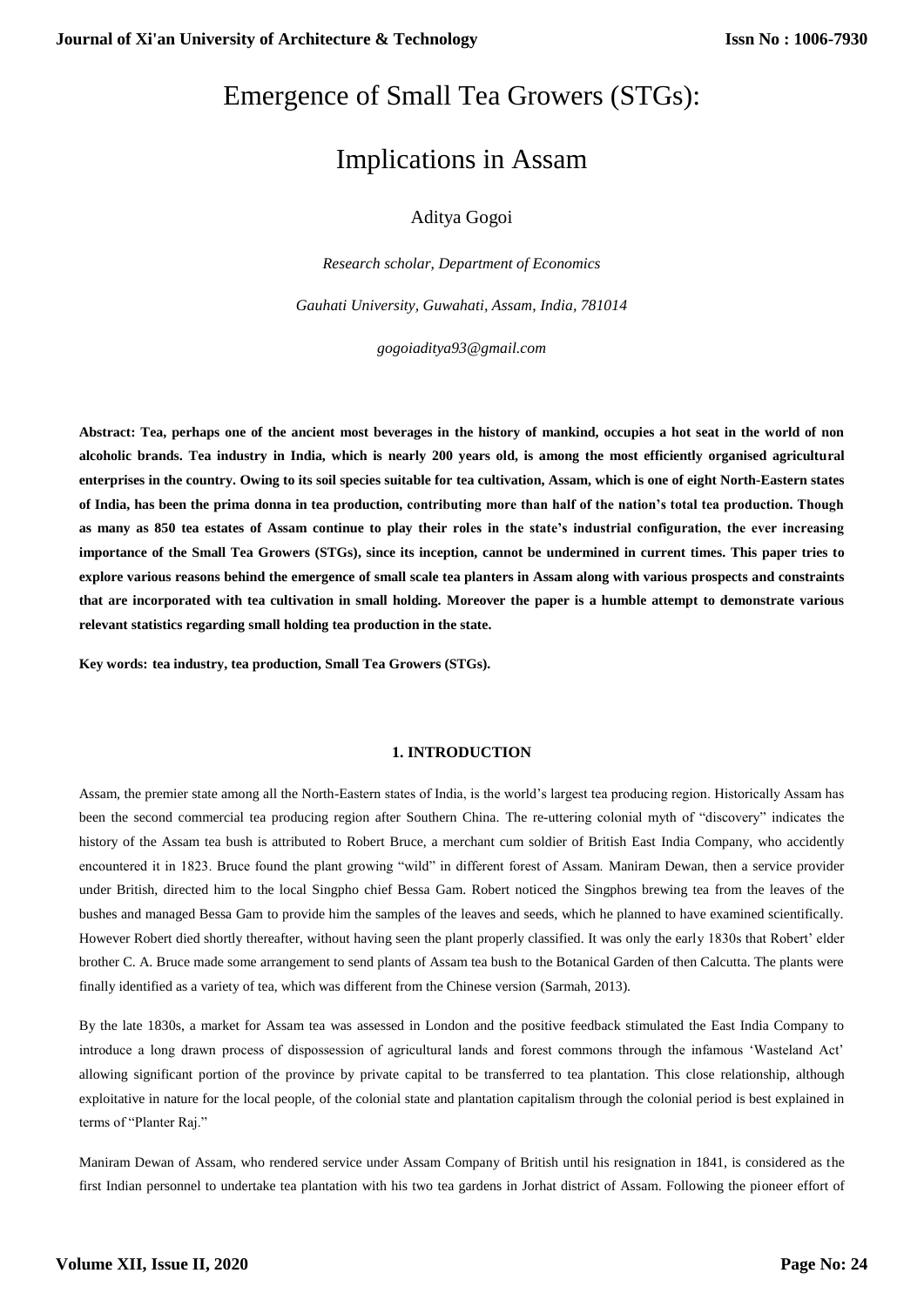# Emergence of Small Tea Growers (STGs):

# Implications in Assam

Aditya Gogoi

*Research scholar, Department of Economics*

*Gauhati University, Guwahati, Assam, India, 781014*

*gogoiaditya93@gmail.com*

**Abstract: Tea, perhaps one of the ancient most beverages in the history of mankind, occupies a hot seat in the world of non alcoholic brands. Tea industry in India, which is nearly 200 years old, is among the most efficiently organised agricultural enterprises in the country. Owing to its soil species suitable for tea cultivation, Assam, which is one of eight North-Eastern states of India, has been the prima donna in tea production, contributing more than half of the nation's total tea production. Though as many as 850 tea estates of Assam continue to play their roles in the state's industrial configuration, the ever increasing importance of the Small Tea Growers (STGs), since its inception, cannot be undermined in current times. This paper tries to explore various reasons behind the emergence of small scale tea planters in Assam along with various prospects and constraints that are incorporated with tea cultivation in small holding. Moreover the paper is a humble attempt to demonstrate various relevant statistics regarding small holding tea production in the state.**

**Key words: tea industry, tea production, Small Tea Growers (STGs).**

## 1. INTRODUCTION

Assam, the premier state among all the North-Eastern states of India, is the world's largest tea producing region. Historically Assam has been the second commercial tea producing region after Southern China. The re-uttering colonial myth of "discovery" indicates the history of the Assam tea bush is attributed to Robert Bruce, a merchant cum soldier of British East India Company, who accidently encountered it in 1823. Bruce found the plant growing "wild" in different forest of Assam. Maniram Dewan, then a service provider under British, directed him to the local Singpho chief Bessa Gam. Robert noticed the Singphos brewing tea from the leaves of the bushes and managed Bessa Gam to provide him the samples of the leaves and seeds, which he planned to have examined scientifically. However Robert died shortly thereafter, without having seen the plant properly classified. It was only the early 1830s that Robert' elder brother C. A. Bruce made some arrangement to send plants of Assam tea bush to the Botanical Garden of then Calcutta. The plants were finally identified as a variety of tea, which was different from the Chinese version (Sarmah, 2013).

By the late 1830s, a market for Assam tea was assessed in London and the positive feedback stimulated the East India Company to introduce a long drawn process of dispossession of agricultural lands and forest commons through the infamous 'Wasteland Act' allowing significant portion of the province by private capital to be transferred to tea plantation. This close relationship, although exploitative in nature for the local people, of the colonial state and plantation capitalism through the colonial period is best explained in terms of "Planter Raj."

Maniram Dewan of Assam, who rendered service under Assam Company of British until his resignation in 1841, is considered as the first Indian personnel to undertake tea plantation with his two tea gardens in Jorhat district of Assam. Following the pioneer effort of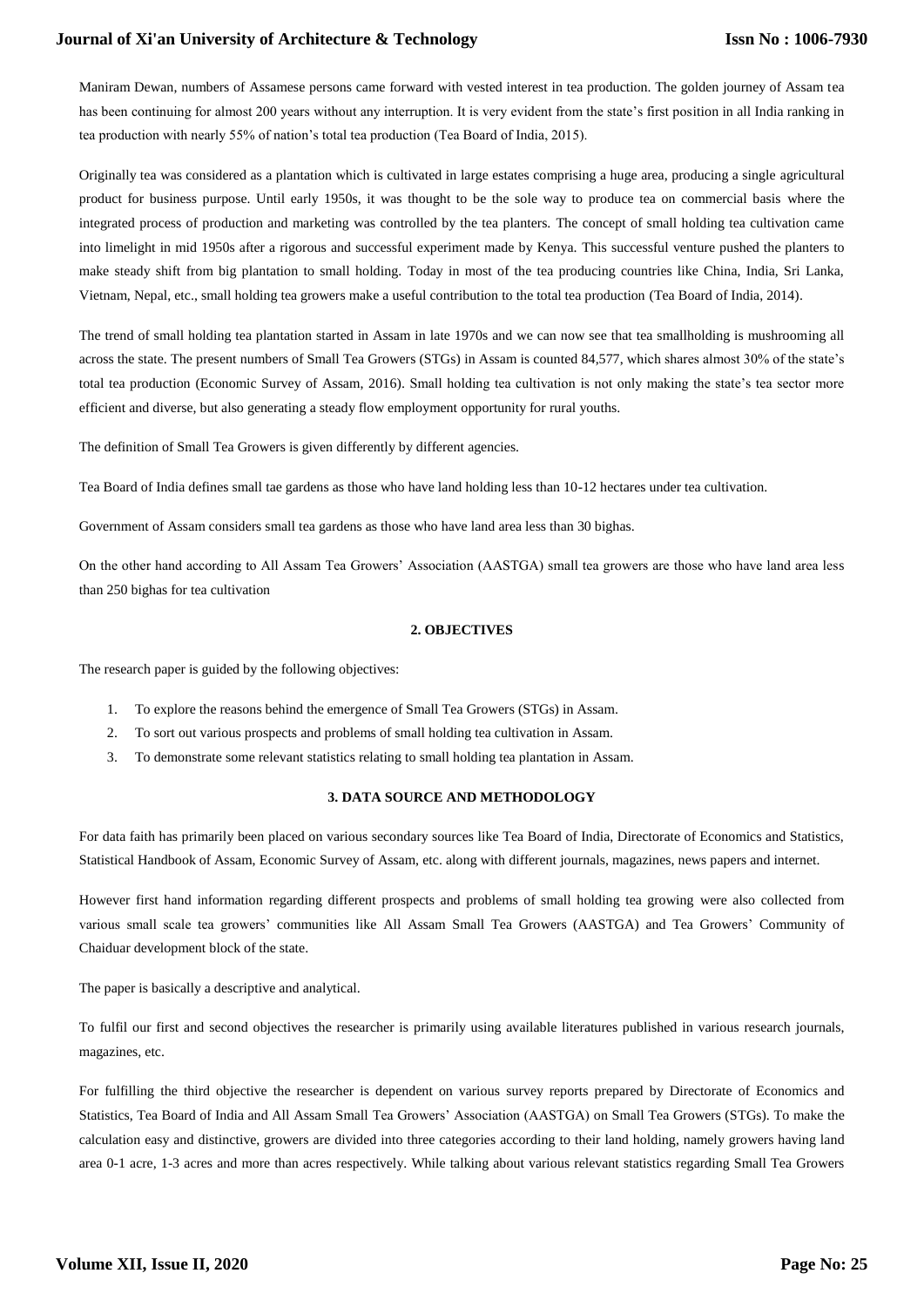Maniram Dewan, numbers of Assamese persons came forward with vested interest in tea production. The golden journey of Assam tea has been continuing for almost 200 years without any interruption. It is very evident from the state's first position in all India ranking in tea production with nearly 55% of nation's total tea production (Tea Board of India, 2015).

Originally tea was considered as a plantation which is cultivated in large estates comprising a huge area, producing a single agricultural product for business purpose. Until early 1950s, it was thought to be the sole way to produce tea on commercial basis where the integrated process of production and marketing was controlled by the tea planters. The concept of small holding tea cultivation came into limelight in mid 1950s after a rigorous and successful experiment made by Kenya. This successful venture pushed the planters to make steady shift from big plantation to small holding. Today in most of the tea producing countries like China, India, Sri Lanka, Vietnam, Nepal, etc., small holding tea growers make a useful contribution to the total tea production (Tea Board of India, 2014).

The trend of small holding tea plantation started in Assam in late 1970s and we can now see that tea smallholding is mushrooming all across the state. The present numbers of Small Tea Growers (STGs) in Assam is counted 84,577, which shares almost 30% of the state's total tea production (Economic Survey of Assam, 2016). Small holding tea cultivation is not only making the state's tea sector more efficient and diverse, but also generating a steady flow employment opportunity for rural youths.

The definition of Small Tea Growers is given differently by different agencies.

Tea Board of India defines small tae gardens as those who have land holding less than 10-12 hectares under tea cultivation.

Government of Assam considers small tea gardens as those who have land area less than 30 bighas.

On the other hand according to All Assam Tea Growers' Association (AASTGA) small tea growers are those who have land area less than 250 bighas for tea cultivation

## 2. OBJECTIVES

The research paper is guided by the following objectives:

1. To explore the reasons behind the emergence of Small Tea Growers (STGs) in Assam.
2. To sort out various prospects and problems of small holding tea cultivation in Assam.
3. To demonstrate some relevant statistics relating to small holding tea plantation in Assam.

## 3. DATA SOURCE AND METHODOLOGY

For data faith has primarily been placed on various secondary sources like Tea Board of India, Directorate of Economics and Statistics, Statistical Handbook of Assam, Economic Survey of Assam, etc. along with different journals, magazines, news papers and internet.

However first hand information regarding different prospects and problems of small holding tea growing were also collected from various small scale tea growers' communities like All Assam Small Tea Growers (AASTGA) and Tea Growers' Community of Chaiduar development block of the state.

The paper is basically a descriptive and analytical.

To fulfil our first and second objectives the researcher is primarily using available literatures published in various research journals, magazines, etc.

For fulfilling the third objective the researcher is dependent on various survey reports prepared by Directorate of Economics and Statistics, Tea Board of India and All Assam Small Tea Growers' Association (AASTGA) on Small Tea Growers (STGs). To make the calculation easy and distinctive, growers are divided into three categories according to their land holding, namely growers having land area 0-1 acre, 1-3 acres and more than acres respectively. While talking about various relevant statistics regarding Small Tea Growers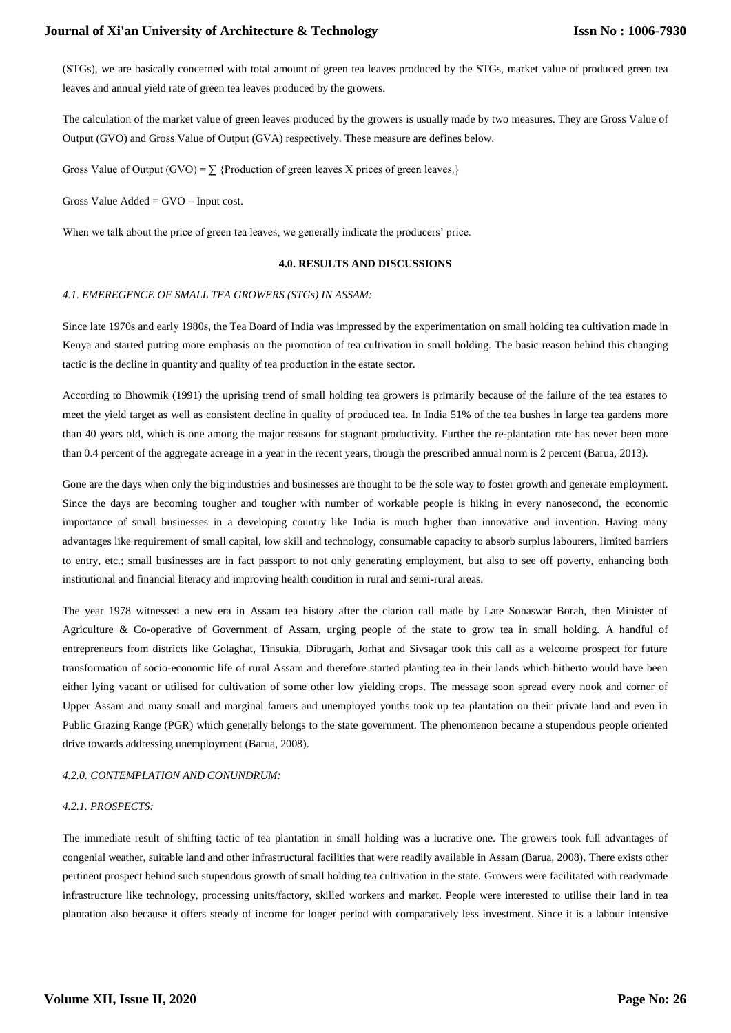(STGs), we are basically concerned with total amount of green tea leaves produced by the STGs, market value of produced green tea leaves and annual yield rate of green tea leaves produced by the growers.

The calculation of the market value of green leaves produced by the growers is usually made by two measures. They are Gross Value of Output (GVO) and Gross Value of Output (GVA) respectively. These measure are defines below.

Gross Value of Output (GVO) = ∑ {Production of green leaves X prices of green leaves.}

Gross Value Added = GVO – Input cost.

When we talk about the price of green tea leaves, we generally indicate the producers' price.

## 4.0. RESULTS AND DISCUSSIONS

### *4.1. EMEREGENCE OF SMALL TEA GROWERS (STGs) IN ASSAM:*

Since late 1970s and early 1980s, the Tea Board of India was impressed by the experimentation on small holding tea cultivation made in Kenya and started putting more emphasis on the promotion of tea cultivation in small holding. The basic reason behind this changing tactic is the decline in quantity and quality of tea production in the estate sector.

According to Bhowmik (1991) the uprising trend of small holding tea growers is primarily because of the failure of the tea estates to meet the yield target as well as consistent decline in quality of produced tea. In India 51% of the tea bushes in large tea gardens more than 40 years old, which is one among the major reasons for stagnant productivity. Further the re-plantation rate has never been more than 0.4 percent of the aggregate acreage in a year in the recent years, though the prescribed annual norm is 2 percent (Barua, 2013).

Gone are the days when only the big industries and businesses are thought to be the sole way to foster growth and generate employment. Since the days are becoming tougher and tougher with number of workable people is hiking in every nanosecond, the economic importance of small businesses in a developing country like India is much higher than innovative and invention. Having many advantages like requirement of small capital, low skill and technology, consumable capacity to absorb surplus labourers, limited barriers to entry, etc.; small businesses are in fact passport to not only generating employment, but also to see off poverty, enhancing both institutional and financial literacy and improving health condition in rural and semi-rural areas.

The year 1978 witnessed a new era in Assam tea history after the clarion call made by Late Sonaswar Borah, then Minister of Agriculture & Co-operative of Government of Assam, urging people of the state to grow tea in small holding. A handful of entrepreneurs from districts like Golaghat, Tinsukia, Dibrugarh, Jorhat and Sivsagar took this call as a welcome prospect for future transformation of socio-economic life of rural Assam and therefore started planting tea in their lands which hitherto would have been either lying vacant or utilised for cultivation of some other low yielding crops. The message soon spread every nook and corner of Upper Assam and many small and marginal famers and unemployed youths took up tea plantation on their private land and even in Public Grazing Range (PGR) which generally belongs to the state government. The phenomenon became a stupendous people oriented drive towards addressing unemployment (Barua, 2008).

### *4.2.0. CONTEMPLATION AND CONUNDRUM:*

#### *4.2.1. PROSPECTS:*

The immediate result of shifting tactic of tea plantation in small holding was a lucrative one. The growers took full advantages of congenial weather, suitable land and other infrastructural facilities that were readily available in Assam (Barua, 2008). There exists other pertinent prospect behind such stupendous growth of small holding tea cultivation in the state. Growers were facilitated with readymade infrastructure like technology, processing units/factory, skilled workers and market. People were interested to utilise their land in tea plantation also because it offers steady of income for longer period with comparatively less investment. Since it is a labour intensive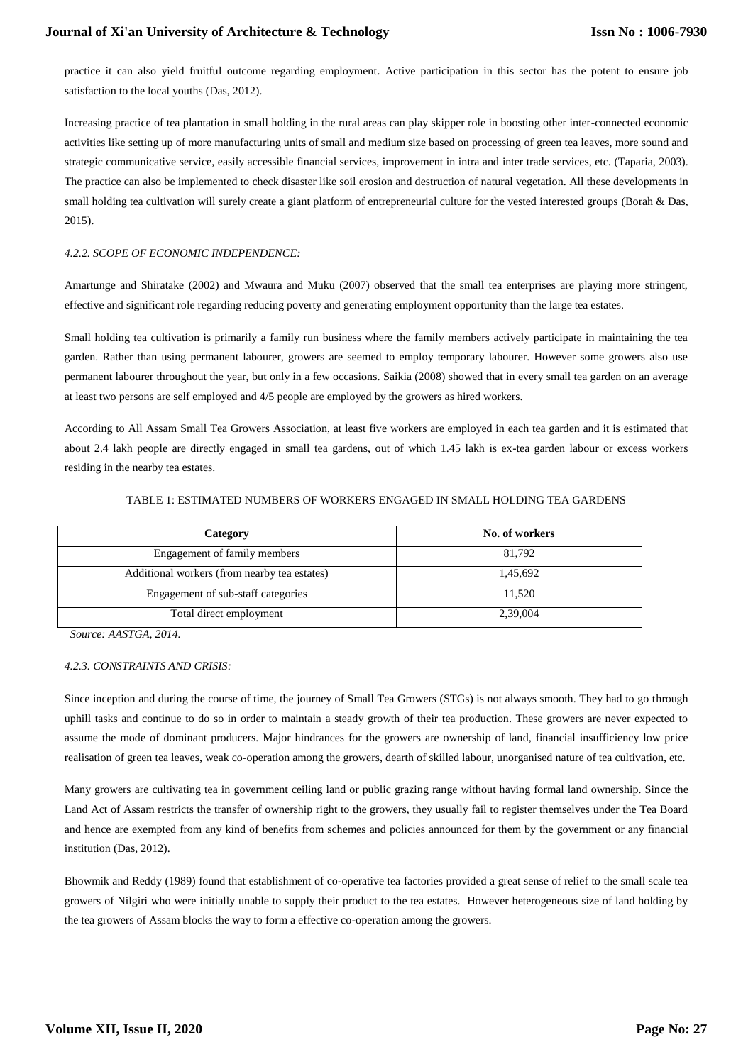practice it can also yield fruitful outcome regarding employment. Active participation in this sector has the potent to ensure job satisfaction to the local youths (Das, 2012).

Increasing practice of tea plantation in small holding in the rural areas can play skipper role in boosting other inter-connected economic activities like setting up of more manufacturing units of small and medium size based on processing of green tea leaves, more sound and strategic communicative service, easily accessible financial services, improvement in intra and inter trade services, etc. (Taparia, 2003). The practice can also be implemented to check disaster like soil erosion and destruction of natural vegetation. All these developments in small holding tea cultivation will surely create a giant platform of entrepreneurial culture for the vested interested groups (Borah & Das, 2015).

#### *4.2.2. SCOPE OF ECONOMIC INDEPENDENCE:*

Amartunge and Shiratake (2002) and Mwaura and Muku (2007) observed that the small tea enterprises are playing more stringent, effective and significant role regarding reducing poverty and generating employment opportunity than the large tea estates.

Small holding tea cultivation is primarily a family run business where the family members actively participate in maintaining the tea garden. Rather than using permanent labourer, growers are seemed to employ temporary labourer. However some growers also use permanent labourer throughout the year, but only in a few occasions. Saikia (2008) showed that in every small tea garden on an average at least two persons are self employed and 4/5 people are employed by the growers as hired workers.

According to All Assam Small Tea Growers Association, at least five workers are employed in each tea garden and it is estimated that about 2.4 lakh people are directly engaged in small tea gardens, out of which 1.45 lakh is ex-tea garden labour or excess workers residing in the nearby tea estates.

TABLE 1: ESTIMATED NUMBERS OF WORKERS ENGAGED IN SMALL HOLDING TEA GARDENS

| Category | No. of workers |
|---|---|
| Engagement of family members | 81,792 |
| Additional workers (from nearby tea estates) | 1,45,692 |
| Engagement of sub-staff categories | 11,520 |
| Total direct employment | 2,39,004 |

*Source: AASTGA, 2014.*

#### *4.2.3. CONSTRAINTS AND CRISIS:*

Since inception and during the course of time, the journey of Small Tea Growers (STGs) is not always smooth. They had to go through uphill tasks and continue to do so in order to maintain a steady growth of their tea production. These growers are never expected to assume the mode of dominant producers. Major hindrances for the growers are ownership of land, financial insufficiency low price realisation of green tea leaves, weak co-operation among the growers, dearth of skilled labour, unorganised nature of tea cultivation, etc.

Many growers are cultivating tea in government ceiling land or public grazing range without having formal land ownership. Since the Land Act of Assam restricts the transfer of ownership right to the growers, they usually fail to register themselves under the Tea Board and hence are exempted from any kind of benefits from schemes and policies announced for them by the government or any financial institution (Das, 2012).

Bhowmik and Reddy (1989) found that establishment of co-operative tea factories provided a great sense of relief to the small scale tea growers of Nilgiri who were initially unable to supply their product to the tea estates. However heterogeneous size of land holding by the tea growers of Assam blocks the way to form a effective co-operation among the growers.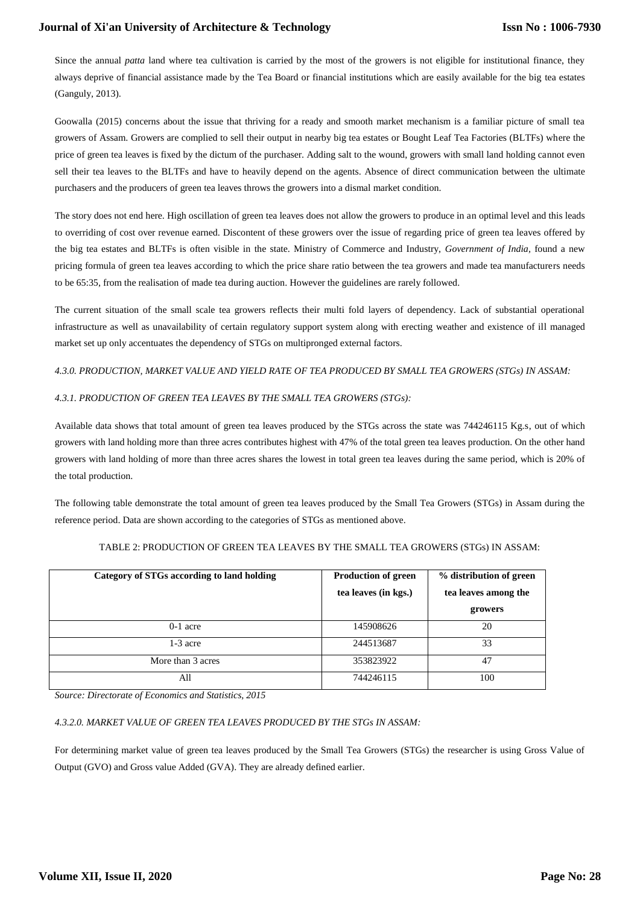Since the annual *patta* land where tea cultivation is carried by the most of the growers is not eligible for institutional finance, they always deprive of financial assistance made by the Tea Board or financial institutions which are easily available for the big tea estates (Ganguly, 2013).

Goowalla (2015) concerns about the issue that thriving for a ready and smooth market mechanism is a familiar picture of small tea growers of Assam. Growers are complied to sell their output in nearby big tea estates or Bought Leaf Tea Factories (BLTFs) where the price of green tea leaves is fixed by the dictum of the purchaser. Adding salt to the wound, growers with small land holding cannot even sell their tea leaves to the BLTFs and have to heavily depend on the agents. Absence of direct communication between the ultimate purchasers and the producers of green tea leaves throws the growers into a dismal market condition.

The story does not end here. High oscillation of green tea leaves does not allow the growers to produce in an optimal level and this leads to overriding of cost over revenue earned. Discontent of these growers over the issue of regarding price of green tea leaves offered by the big tea estates and BLTFs is often visible in the state. Ministry of Commerce and Industry, *Government of India*, found a new pricing formula of green tea leaves according to which the price share ratio between the tea growers and made tea manufacturers needs to be 65:35, from the realisation of made tea during auction. However the guidelines are rarely followed.

The current situation of the small scale tea growers reflects their multi fold layers of dependency. Lack of substantial operational infrastructure as well as unavailability of certain regulatory support system along with erecting weather and existence of ill managed market set up only accentuates the dependency of STGs on multipronged external factors.

*4.3.0. PRODUCTION, MARKET VALUE AND YIELD RATE OF TEA PRODUCED BY SMALL TEA GROWERS (STGs) IN ASSAM:*

*4.3.1. PRODUCTION OF GREEN TEA LEAVES BY THE SMALL TEA GROWERS (STGs):*

Available data shows that total amount of green tea leaves produced by the STGs across the state was 744246115 Kg.s, out of which growers with land holding more than three acres contributes highest with 47% of the total green tea leaves production. On the other hand growers with land holding of more than three acres shares the lowest in total green tea leaves during the same period, which is 20% of the total production.

The following table demonstrate the total amount of green tea leaves produced by the Small Tea Growers (STGs) in Assam during the reference period. Data are shown according to the categories of STGs as mentioned above.

TABLE 2: PRODUCTION OF GREEN TEA LEAVES BY THE SMALL TEA GROWERS (STGs) IN ASSAM:

| Category of STGs according to land holding | Production of green tea leaves (in kgs.) | % distribution of green tea leaves among the growers |
|---|---|---|
| 0-1 acre | 145908626 | 20 |
| 1-3 acre | 244513687 | 33 |
| More than 3 acres | 353823922 | 47 |
| All | 744246115 | 100 |

*Source: Directorate of Economics and Statistics, 2015*

*4.3.2.0. MARKET VALUE OF GREEN TEA LEAVES PRODUCED BY THE STGs IN ASSAM:*

For determining market value of green tea leaves produced by the Small Tea Growers (STGs) the researcher is using Gross Value of Output (GVO) and Gross value Added (GVA). They are already defined earlier.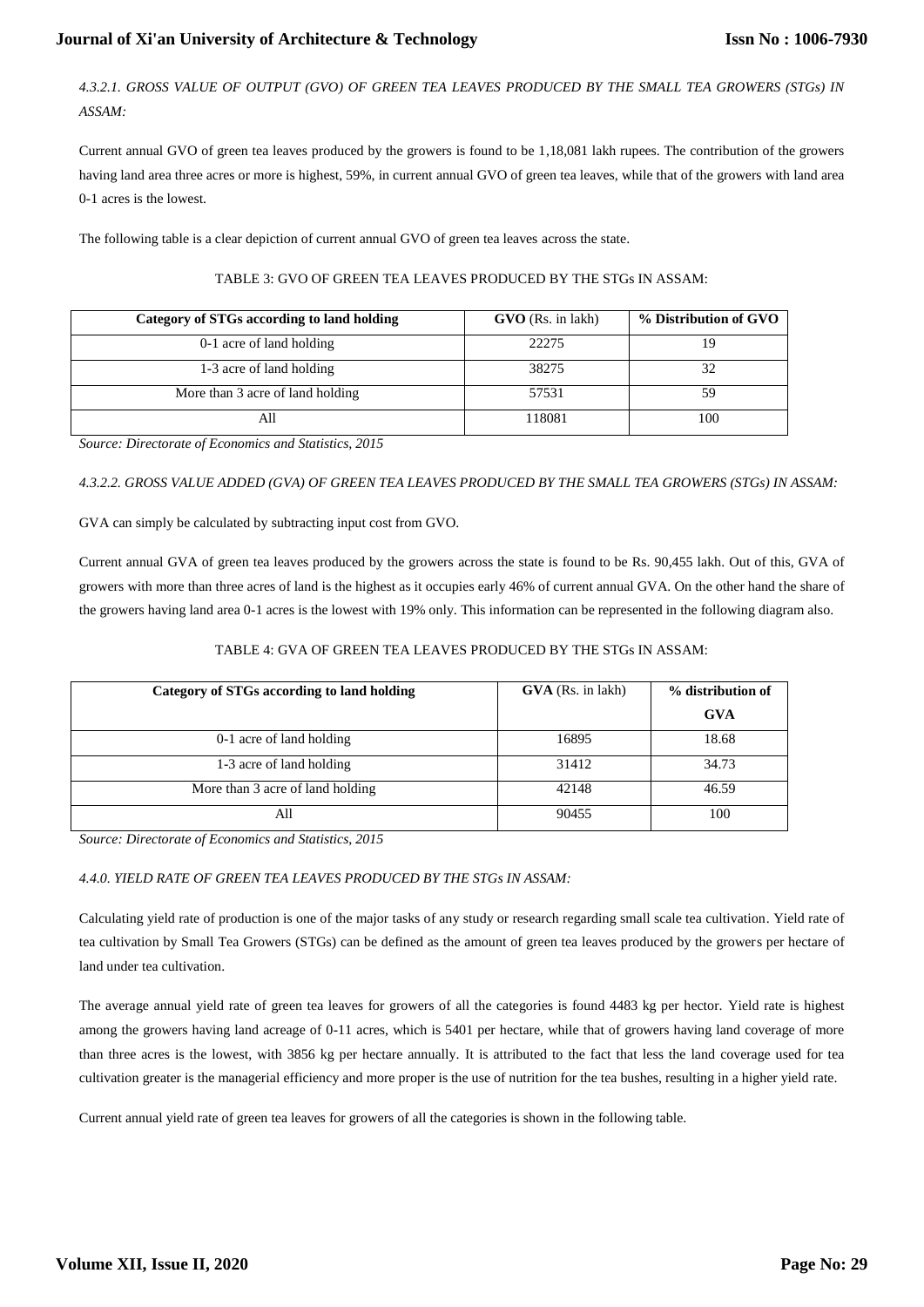*4.3.2.1. GROSS VALUE OF OUTPUT (GVO) OF GREEN TEA LEAVES PRODUCED BY THE SMALL TEA GROWERS (STGs) IN ASSAM:*

Current annual GVO of green tea leaves produced by the growers is found to be 1,18,081 lakh rupees. The contribution of the growers having land area three acres or more is highest, 59%, in current annual GVO of green tea leaves, while that of the growers with land area 0-1 acres is the lowest.

The following table is a clear depiction of current annual GVO of green tea leaves across the state.

TABLE 3: GVO OF GREEN TEA LEAVES PRODUCED BY THE STGs IN ASSAM:

| **Category of STGs according to land holding** | **GVO** (Rs. in lakh) | **% Distribution of GVO** |
|---|---|---|
| 0-1 acre of land holding | 22275 | 19 |
| 1-3 acre of land holding | 38275 | 32 |
| More than 3 acre of land holding | 57531 | 59 |
| All | 118081 | 100 |

*Source: Directorate of Economics and Statistics, 2015*

*4.3.2.2. GROSS VALUE ADDED (GVA) OF GREEN TEA LEAVES PRODUCED BY THE SMALL TEA GROWERS (STGs) IN ASSAM:*

GVA can simply be calculated by subtracting input cost from GVO.

Current annual GVA of green tea leaves produced by the growers across the state is found to be Rs. 90,455 lakh. Out of this, GVA of growers with more than three acres of land is the highest as it occupies early 46% of current annual GVA. On the other hand the share of the growers having land area 0-1 acres is the lowest with 19% only. This information can be represented in the following diagram also.

TABLE 4: GVA OF GREEN TEA LEAVES PRODUCED BY THE STGs IN ASSAM:

| **Category of STGs according to land holding** | **GVA** (Rs. in lakh) | **% distribution of GVA** |
|---|---|---|
| 0-1 acre of land holding | 16895 | 18.68 |
| 1-3 acre of land holding | 31412 | 34.73 |
| More than 3 acre of land holding | 42148 | 46.59 |
| All | 90455 | 100 |

*Source: Directorate of Economics and Statistics, 2015*

*4.4.0. YIELD RATE OF GREEN TEA LEAVES PRODUCED BY THE STGs IN ASSAM:*

Calculating yield rate of production is one of the major tasks of any study or research regarding small scale tea cultivation. Yield rate of tea cultivation by Small Tea Growers (STGs) can be defined as the amount of green tea leaves produced by the growers per hectare of land under tea cultivation.

The average annual yield rate of green tea leaves for growers of all the categories is found 4483 kg per hector. Yield rate is highest among the growers having land acreage of 0-11 acres, which is 5401 per hectare, while that of growers having land coverage of more than three acres is the lowest, with 3856 kg per hectare annually. It is attributed to the fact that less the land coverage used for tea cultivation greater is the managerial efficiency and more proper is the use of nutrition for the tea bushes, resulting in a higher yield rate.

Current annual yield rate of green tea leaves for growers of all the categories is shown in the following table.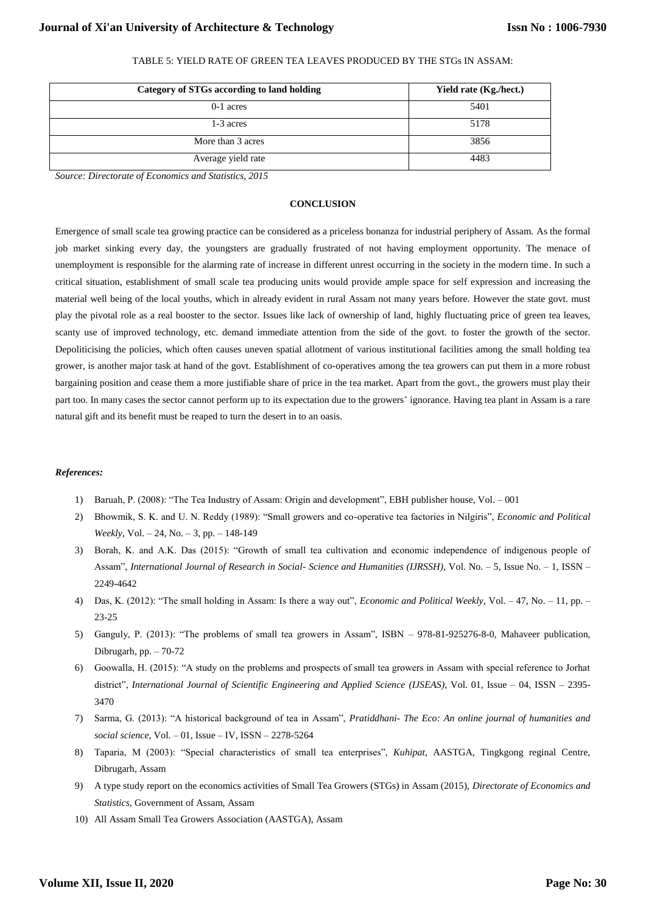TABLE 5: YIELD RATE OF GREEN TEA LEAVES PRODUCED BY THE STGs IN ASSAM:

| Category of STGs according to land holding | Yield rate (Kg./hect.) |
| --- | --- |
| 0-1 acres | 5401 |
| 1-3 acres | 5178 |
| More than 3 acres | 3856 |
| Average yield rate | 4483 |

*Source: Directorate of Economics and Statistics, 2015*

## CONCLUSION

Emergence of small scale tea growing practice can be considered as a priceless bonanza for industrial periphery of Assam. As the formal job market sinking every day, the youngsters are gradually frustrated of not having employment opportunity. The menace of unemployment is responsible for the alarming rate of increase in different unrest occurring in the society in the modern time. In such a critical situation, establishment of small scale tea producing units would provide ample space for self expression and increasing the material well being of the local youths, which in already evident in rural Assam not many years before. However the state govt. must play the pivotal role as a real booster to the sector. Issues like lack of ownership of land, highly fluctuating price of green tea leaves, scanty use of improved technology, etc. demand immediate attention from the side of the govt. to foster the growth of the sector. Depoliticising the policies, which often causes uneven spatial allotment of various institutional facilities among the small holding tea grower, is another major task at hand of the govt. Establishment of co-operatives among the tea growers can put them in a more robust bargaining position and cease them a more justifiable share of price in the tea market. Apart from the govt., the growers must play their part too. In many cases the sector cannot perform up to its expectation due to the growers' ignorance. Having tea plant in Assam is a rare natural gift and its benefit must be reaped to turn the desert in to an oasis.

***References:***

1) Baruah, P. (2008): "The Tea Industry of Assam: Origin and development", EBH publisher house, Vol. – 001
2) Bhowmik, S. K. and U. N. Reddy (1989): "Small growers and co-operative tea factories in Nilgiris", *Economic and Political Weekly*, Vol. – 24, No. – 3, pp. – 148-149
3) Borah, K. and A.K. Das (2015): "Growth of small tea cultivation and economic independence of indigenous people of Assam", *International Journal of Research in Social- Science and Humanities (IJRSSH)*, Vol. No. – 5, Issue No. – 1, ISSN – 2249-4642
4) Das, K. (2012): "The small holding in Assam: Is there a way out", *Economic and Political Weekly*, Vol. – 47, No. – 11, pp. – 23-25
5) Ganguly, P. (2013): "The problems of small tea growers in Assam", ISBN – 978-81-925276-8-0, Mahaveer publication, Dibrugarh, pp. – 70-72
6) Goowalla, H. (2015): "A study on the problems and prospects of small tea growers in Assam with special reference to Jorhat district", *International Journal of Scientific Engineering and Applied Science (IJSEAS)*, Vol. 01, Issue – 04, ISSN – 2395-3470
7) Sarma, G. (2013): "A historical background of tea in Assam", *Pratiddhani- The Eco: An online journal of humanities and social science*, Vol. – 01, Issue – IV, ISSN – 2278-5264
8) Taparia, M (2003): "Special characteristics of small tea enterprises", *Kuhipat*, AASTGA, Tingkgong reginal Centre, Dibrugarh, Assam
9) A type study report on the economics activities of Small Tea Growers (STGs) in Assam (2015), *Directorate of Economics and Statistics*, Government of Assam, Assam
10) All Assam Small Tea Growers Association (AASTGA), Assam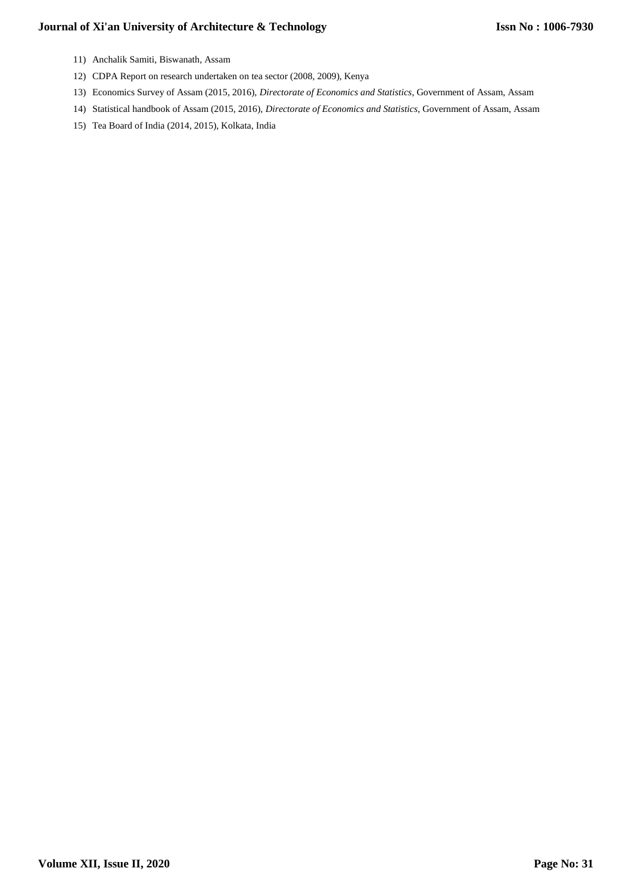11) Anchalik Samiti, Biswanath, Assam
12) CDPA Report on research undertaken on tea sector (2008, 2009), Kenya
13) Economics Survey of Assam (2015, 2016), *Directorate of Economics and Statistics*, Government of Assam, Assam
14) Statistical handbook of Assam (2015, 2016), *Directorate of Economics and Statistics*, Government of Assam, Assam
15) Tea Board of India (2014, 2015), Kolkata, India